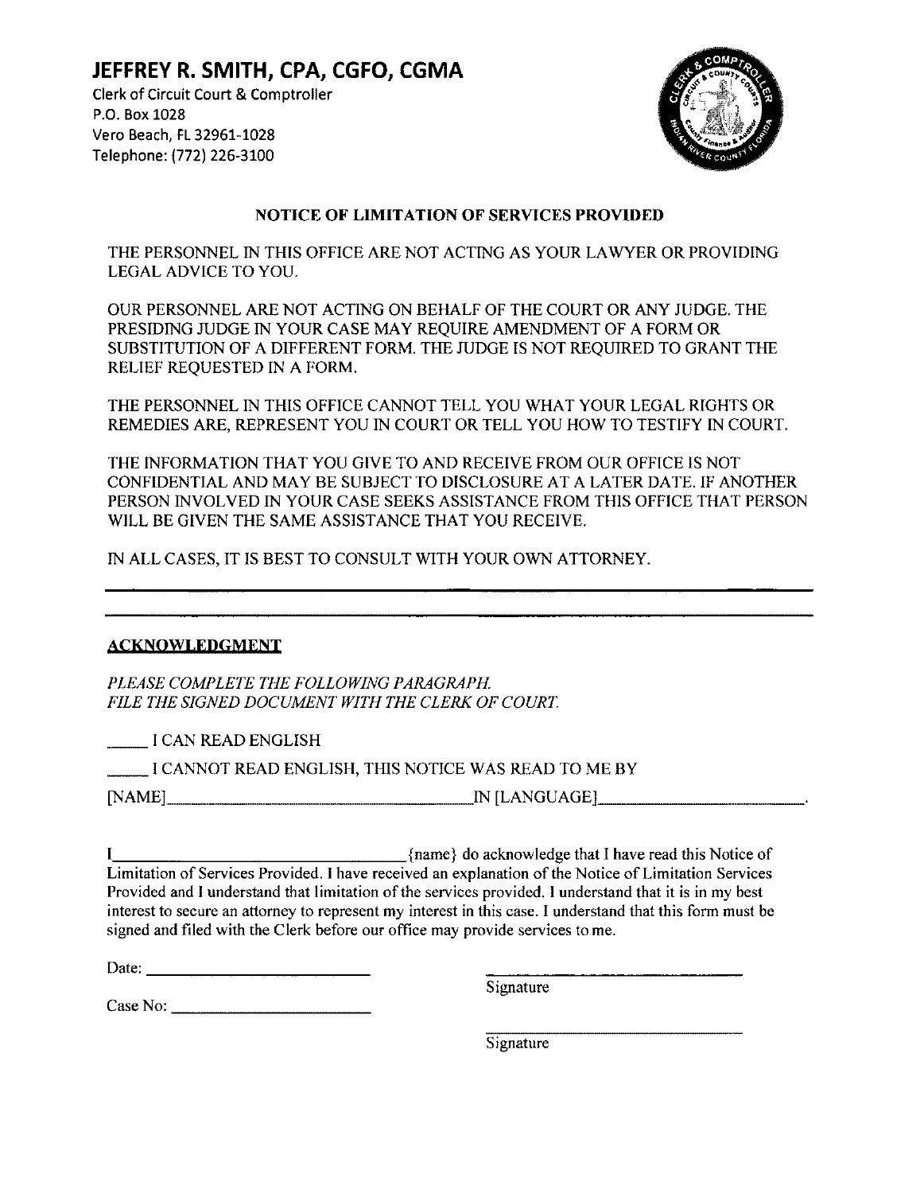# JEFFREY R. SMITH, CPA, CGFO, CGMA

Clerk of Circuit Court & Comptroller
P.O. Box 1028
Vero Beach, FL 32961-1028
Telephone: (772) 226-3100

## NOTICE OF LIMITATION OF SERVICES PROVIDED

THE PERSONNEL IN THIS OFFICE ARE NOT ACTING AS YOUR LAWYER OR PROVIDING LEGAL ADVICE TO YOU.

OUR PERSONNEL ARE NOT ACTING ON BEHALF OF THE COURT OR ANY JUDGE. THE PRESIDING JUDGE IN YOUR CASE MAY REQUIRE AMENDMENT OF A FORM OR SUBSTITUTION OF A DIFFERENT FORM. THE JUDGE IS NOT REQUIRED TO GRANT THE RELIEF REQUESTED IN A FORM.

THE PERSONNEL IN THIS OFFICE CANNOT TELL YOU WHAT YOUR LEGAL RIGHTS OR REMEDIES ARE, REPRESENT YOU IN COURT OR TELL YOU HOW TO TESTIFY IN COURT.

THE INFORMATION THAT YOU GIVE TO AND RECEIVE FROM OUR OFFICE IS NOT CONFIDENTIAL AND MAY BE SUBJECT TO DISCLOSURE AT A LATER DATE. IF ANOTHER PERSON INVOLVED IN YOUR CASE SEEKS ASSISTANCE FROM THIS OFFICE THAT PERSON WILL BE GIVEN THE SAME ASSISTANCE THAT YOU RECEIVE.

IN ALL CASES, IT IS BEST TO CONSULT WITH YOUR OWN ATTORNEY.

---

---

### ACKNOWLEDGMENT

*PLEASE COMPLETE THE FOLLOWING PARAGRAPH.*
*FILE THE SIGNED DOCUMENT WITH THE CLERK OF COURT.*

_____ I CAN READ ENGLISH

_____ I CANNOT READ ENGLISH, THIS NOTICE WAS READ TO ME BY

[NAME]______________________________IN [LANGUAGE]______________________.

I______________________________{name} do acknowledge that I have read this Notice of Limitation of Services Provided. I have received an explanation of the Notice of Limitation Services Provided and I understand that limitation of the services provided. I understand that it is in my best interest to secure an attorney to represent my interest in this case. I understand that this form must be signed and filed with the Clerk before our office may provide services to me.

Date: ______________________ ______________________
Signature

Case No: ______________________

______________________
Signature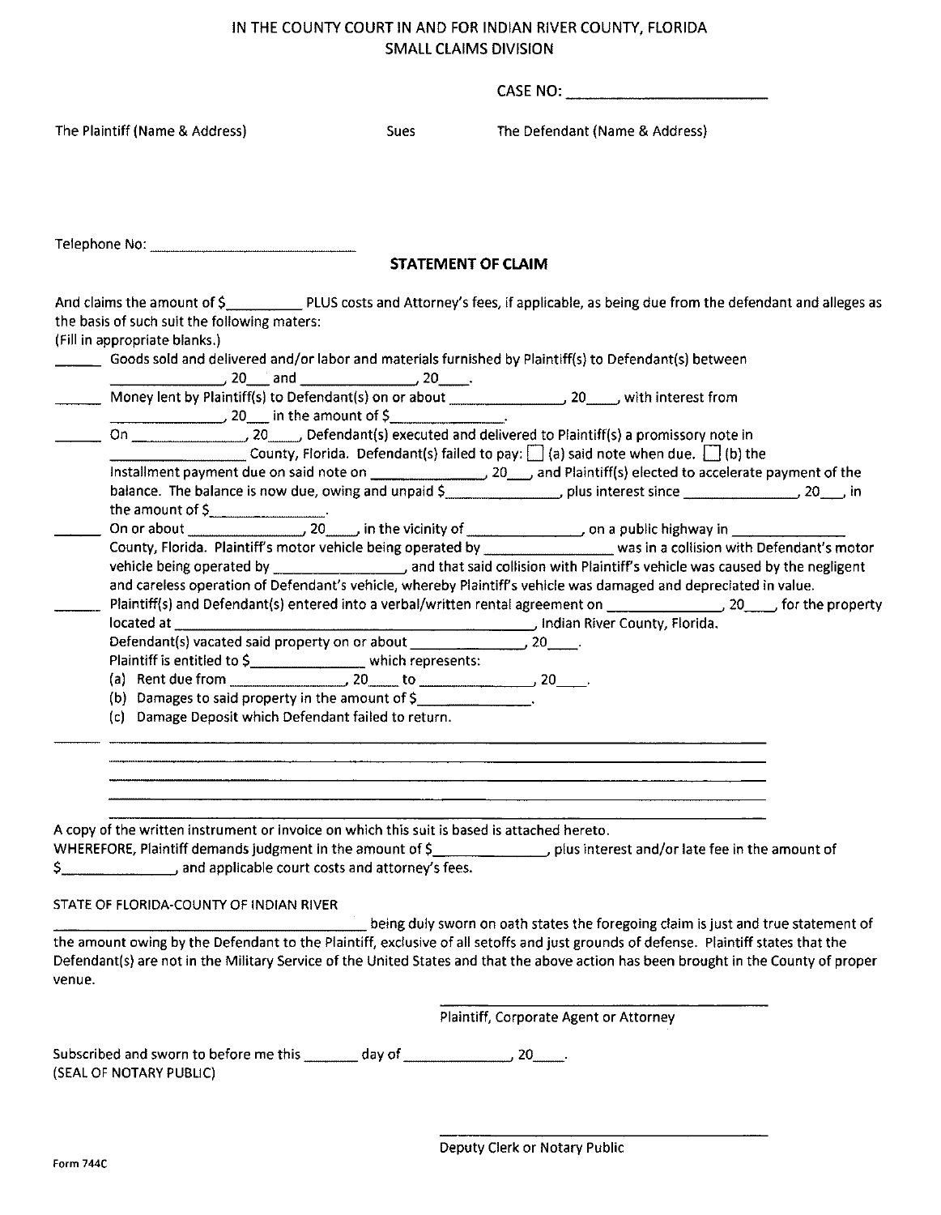IN THE COUNTY COURT IN AND FOR INDIAN RIVER COUNTY, FLORIDA
SMALL CLAIMS DIVISION

CASE NO: ______________________

The Plaintiff (Name & Address) Sues The Defendant (Name & Address)

Telephone No: ______________________

## STATEMENT OF CLAIM

And claims the amount of $__________ PLUS costs and Attorney's fees, if applicable, as being due from the defendant and alleges as the basis of such suit the following maters:
(Fill in appropriate blanks.)

______ Goods sold and delivered and/or labor and materials furnished by Plaintiff(s) to Defendant(s) between ______________, 20___ and ______________, 20____.

______ Money lent by Plaintiff(s) to Defendant(s) on or about ______________, 20____, with interest from ______________, 20___ in the amount of $______________.

______ On ______________, 20____, Defendant(s) executed and delivered to Plaintiff(s) a promissory note in ______________ County, Florida. Defendant(s) failed to pay: ☐ (a) said note when due. ☐ (b) the Installment payment due on said note on ______________, 20___, and Plaintiff(s) elected to accelerate payment of the balance. The balance is now due, owing and unpaid $______________, plus interest since ______________, 20___, in the amount of $______________.

______ On or about ______________, 20____, in the vicinity of ______________, on a public highway in ______________ County, Florida. Plaintiff's motor vehicle being operated by ______________ was in a collision with Defendant's motor vehicle being operated by ______________, and that said collision with Plaintiff's vehicle was caused by the negligent and careless operation of Defendant's vehicle, whereby Plaintiff's vehicle was damaged and depreciated in value.

______ Plaintiff(s) and Defendant(s) entered into a verbal/written rental agreement on ______________, 20____, for the property located at ______________________________, Indian River County, Florida.
Defendant(s) vacated said property on or about ______________, 20____.
Plaintiff is entitled to $______________ which represents:
(a) Rent due from ______________, 20____ to ______________, 20____.
(b) Damages to said property in the amount of $______________.
(c) Damage Deposit which Defendant failed to return.

______ ____________________________________________________________
____________________________________________________________
____________________________________________________________
____________________________________________________________

A copy of the written instrument or invoice on which this suit is based is attached hereto.
WHEREFORE, Plaintiff demands judgment in the amount of $______________, plus interest and/or late fee in the amount of $______________, and applicable court costs and attorney's fees.

STATE OF FLORIDA-COUNTY OF INDIAN RIVER

______________________________ being duly sworn on oath states the foregoing claim is just and true statement of the amount owing by the Defendant to the Plaintiff, exclusive of all setoffs and just grounds of defense. Plaintiff states that the Defendant(s) are not in the Military Service of the United States and that the above action has been brought in the County of proper venue.

______________________________
Plaintiff, Corporate Agent or Attorney

Subscribed and sworn to before me this _______ day of ______________, 20____.
(SEAL OF NOTARY PUBLIC)

______________________________
Deputy Clerk or Notary Public

Form 744C